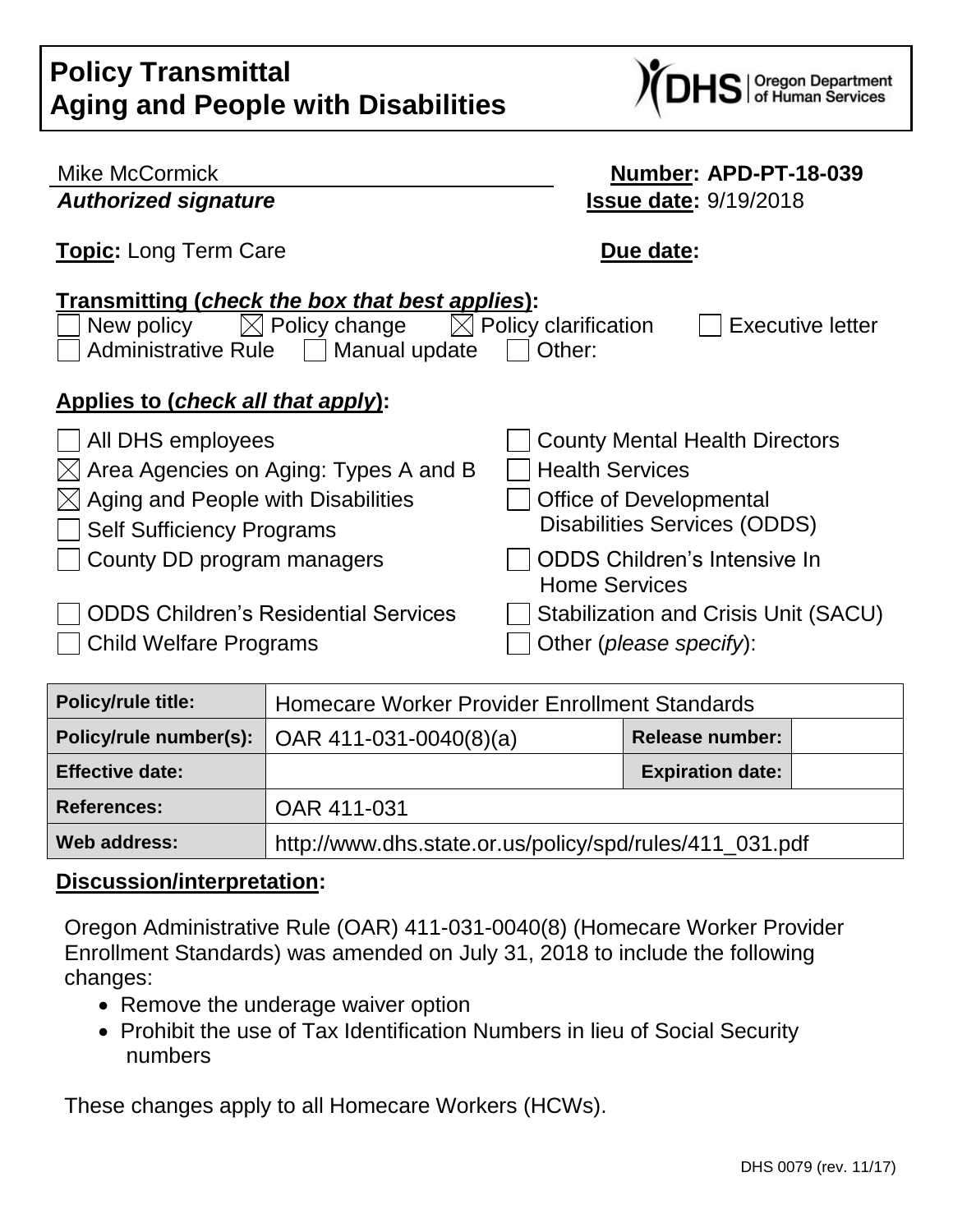# Policy Transmittal
# Aging and People with Disabilities

Mike McCormick
***Authorized signature***

**Number: APD-PT-18-039**
**Issue date:** 9/19/2018

**Topic:** Long Term Care

**Due date:**

**Transmitting (*check the box that best applies*):**

☐ New policy ☒ Policy change ☒ Policy clarification ☐ Executive letter
☐ Administrative Rule ☐ Manual update ☐ Other:

**Applies to (*check all that apply*):**

☐ All DHS employees
☒ Area Agencies on Aging: Types A and B
☒ Aging and People with Disabilities
☐ Self Sufficiency Programs
☐ County DD program managers
☐ ODDS Children's Residential Services
☐ Child Welfare Programs
☐ County Mental Health Directors
☐ Health Services
☐ Office of Developmental Disabilities Services (ODDS)
☐ ODDS Children's Intensive In Home Services
☐ Stabilization and Crisis Unit (SACU)
☐ Other (*please specify*):

| **Policy/rule title:** | Homecare Worker Provider Enrollment Standards | | |
|---|---|---|---|
| **Policy/rule number(s):** | OAR 411-031-0040(8)(a) | **Release number:** | |
| **Effective date:** | | **Expiration date:** | |
| **References:** | OAR 411-031 | | |
| **Web address:** | http://www.dhs.state.or.us/policy/spd/rules/411_031.pdf | | |

**Discussion/interpretation:**

Oregon Administrative Rule (OAR) 411-031-0040(8) (Homecare Worker Provider Enrollment Standards) was amended on July 31, 2018 to include the following changes:

- Remove the underage waiver option
- Prohibit the use of Tax Identification Numbers in lieu of Social Security numbers

These changes apply to all Homecare Workers (HCWs).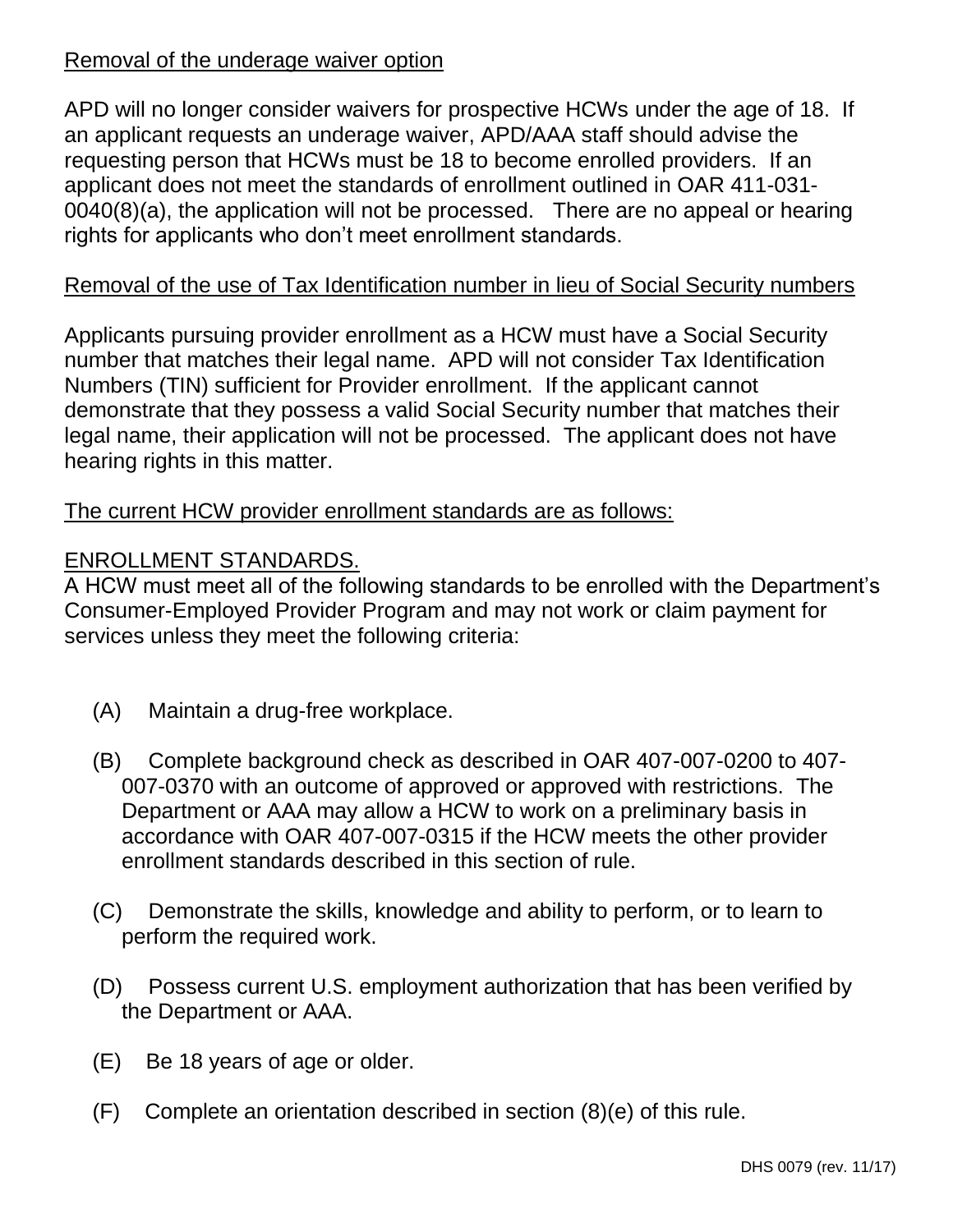Removal of the underage waiver option

APD will no longer consider waivers for prospective HCWs under the age of 18. If an applicant requests an underage waiver, APD/AAA staff should advise the requesting person that HCWs must be 18 to become enrolled providers. If an applicant does not meet the standards of enrollment outlined in OAR 411-031-0040(8)(a), the application will not be processed. There are no appeal or hearing rights for applicants who don't meet enrollment standards.

Removal of the use of Tax Identification number in lieu of Social Security numbers

Applicants pursuing provider enrollment as a HCW must have a Social Security number that matches their legal name. APD will not consider Tax Identification Numbers (TIN) sufficient for Provider enrollment. If the applicant cannot demonstrate that they possess a valid Social Security number that matches their legal name, their application will not be processed. The applicant does not have hearing rights in this matter.

The current HCW provider enrollment standards are as follows:

ENROLLMENT STANDARDS.

A HCW must meet all of the following standards to be enrolled with the Department's Consumer-Employed Provider Program and may not work or claim payment for services unless they meet the following criteria:

(A) Maintain a drug-free workplace.

(B) Complete background check as described in OAR 407-007-0200 to 407-007-0370 with an outcome of approved or approved with restrictions. The Department or AAA may allow a HCW to work on a preliminary basis in accordance with OAR 407-007-0315 if the HCW meets the other provider enrollment standards described in this section of rule.

(C) Demonstrate the skills, knowledge and ability to perform, or to learn to perform the required work.

(D) Possess current U.S. employment authorization that has been verified by the Department or AAA.

(E) Be 18 years of age or older.

(F) Complete an orientation described in section (8)(e) of this rule.

DHS 0079 (rev. 11/17)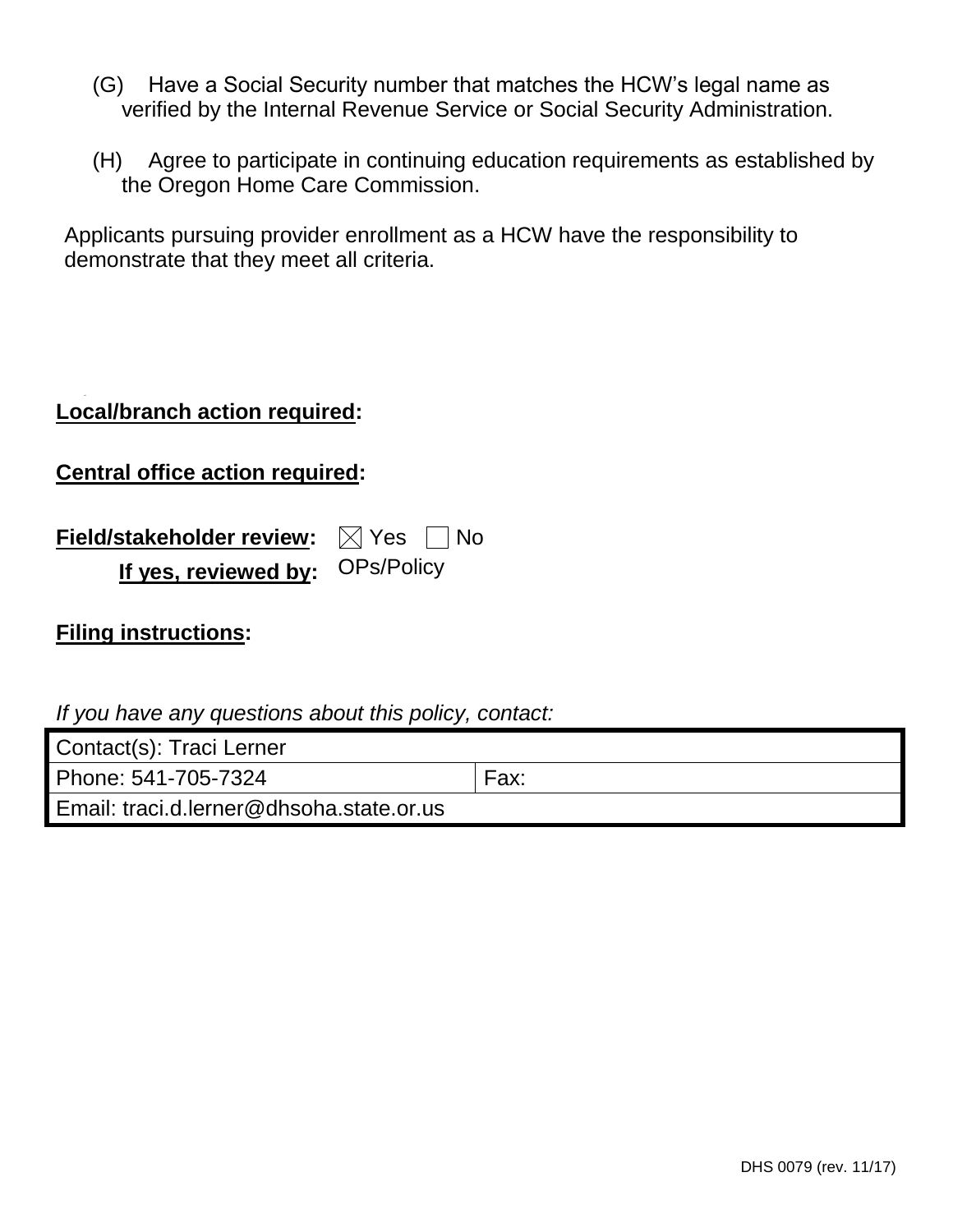(G) Have a Social Security number that matches the HCW's legal name as verified by the Internal Revenue Service or Social Security Administration.

(H) Agree to participate in continuing education requirements as established by the Oregon Home Care Commission.

Applicants pursuing provider enrollment as a HCW have the responsibility to demonstrate that they meet all criteria.

**Local/branch action required:**

**Central office action required:**

**Field/stakeholder review:** ☒ Yes ☐ No

**If yes, reviewed by:** OPs/Policy

**Filing instructions:**

*If you have any questions about this policy, contact:*

| | |
|---|---|
| Contact(s): Traci Lerner | |
| Phone: 541-705-7324 | Fax: |
| Email: traci.d.lerner@dhsoha.state.or.us | |

DHS 0079 (rev. 11/17)